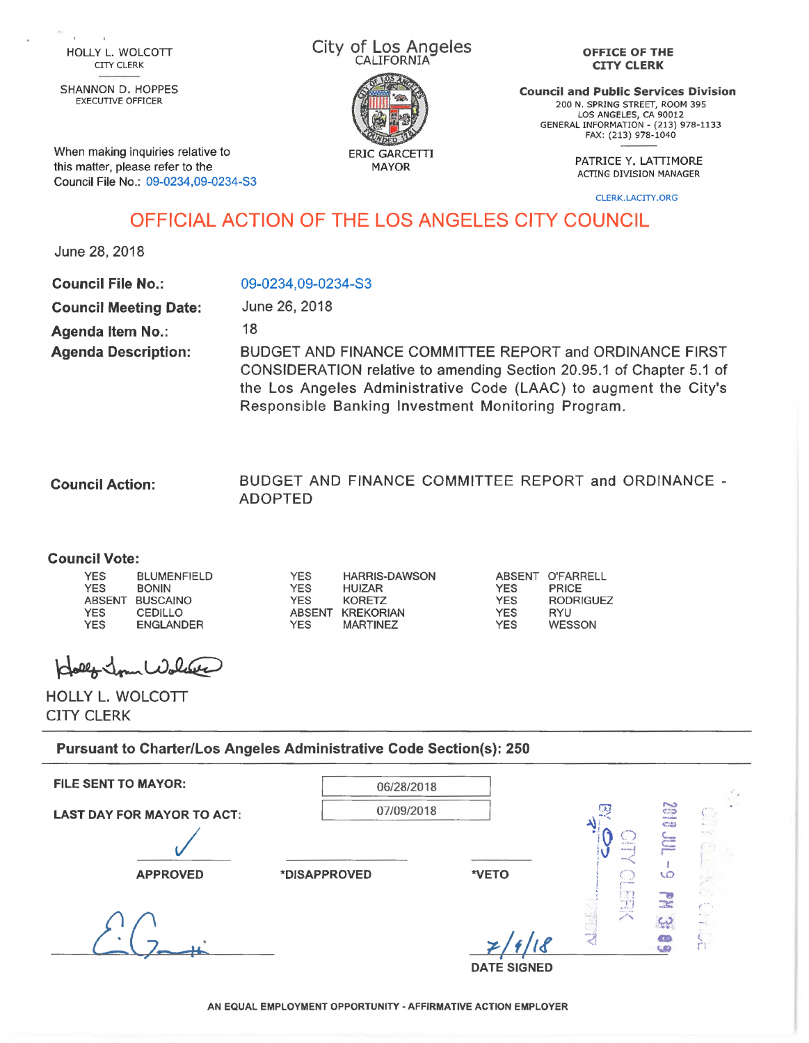HOLLY L. WOLCOTT
CITY CLERK

SHANNON D. HOPPES
EXECUTIVE OFFICER

When making inquiries relative to this matter, please refer to the Council File No.: 09-0234,09-0234-S3

City of Los Angeles
CALIFORNIA

ERIC GARCETTI
MAYOR

**OFFICE OF THE CITY CLERK**

**Council and Public Services Division**
200 N. SPRING STREET, ROOM 395
LOS ANGELES, CA 90012
GENERAL INFORMATION - (213) 978-1133
FAX: (213) 978-1040

PATRICE Y. LATTIMORE
ACTING DIVISION MANAGER

CLERK.LACITY.ORG

# OFFICIAL ACTION OF THE LOS ANGELES CITY COUNCIL

June 28, 2018

**Council File No.:** 09-0234,09-0234-S3

**Council Meeting Date:** June 26, 2018

**Agenda Item No.:** 18

**Agenda Description:** BUDGET AND FINANCE COMMITTEE REPORT and ORDINANCE FIRST CONSIDERATION relative to amending Section 20.95.1 of Chapter 5.1 of the Los Angeles Administrative Code (LAAC) to augment the City's Responsible Banking Investment Monitoring Program.

**Council Action:** BUDGET AND FINANCE COMMITTEE REPORT and ORDINANCE - ADOPTED

**Council Vote:**

| | | | | | |
|---|---|---|---|---|---|
| YES | BLUMENFIELD | YES | HARRIS-DAWSON | ABSENT | O'FARRELL |
| YES | BONIN | YES | HUIZAR | YES | PRICE |
| ABSENT | BUSCAINO | YES | KORETZ | YES | RODRIGUEZ |
| YES | CEDILLO | ABSENT | KREKORIAN | YES | RYU |
| YES | ENGLANDER | YES | MARTINEZ | YES | WESSON |

HOLLY L. WOLCOTT
CITY CLERK

**Pursuant to Charter/Los Angeles Administrative Code Section(s): 250**

**FILE SENT TO MAYOR:** 06/28/2018

**LAST DAY FOR MAYOR TO ACT:** 07/09/2018

✓ **APPROVED** | **\*DISAPPROVED** | **\*VETO**

7/9/18
**DATE SIGNED**

CITY CLERK 2018 JUL -9 PM 3:09

AN EQUAL EMPLOYMENT OPPORTUNITY - AFFIRMATIVE ACTION EMPLOYER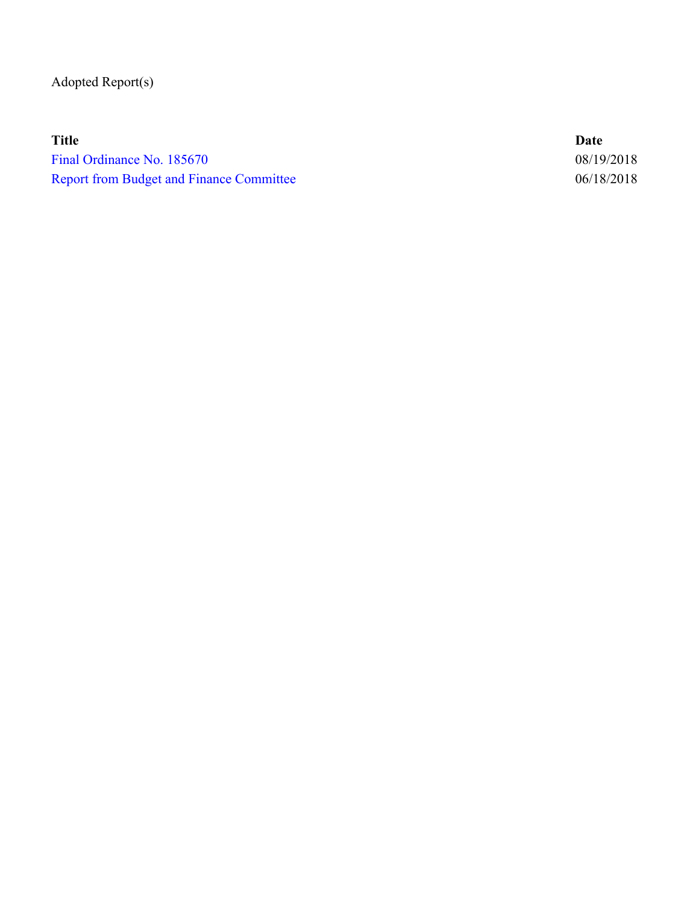Adopted Report(s)

| Title | Date |
| --- | --- |
| Final Ordinance No. 185670 | 08/19/2018 |
| Report from Budget and Finance Committee | 06/18/2018 |